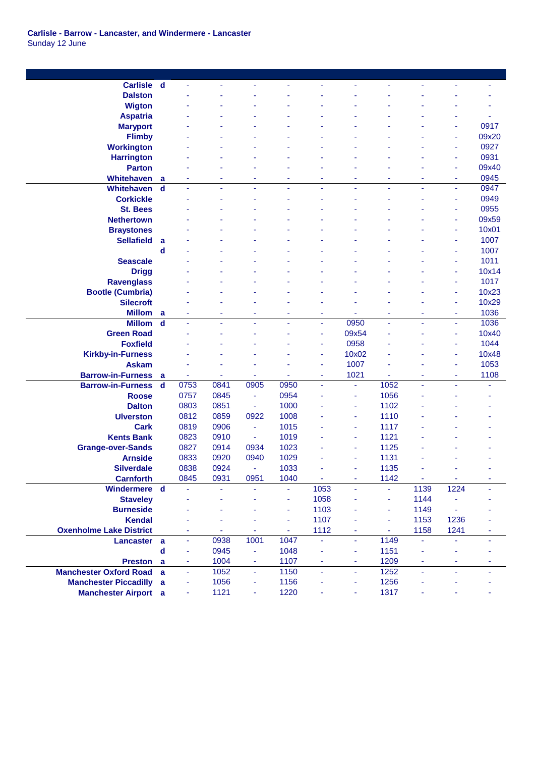**Carlisle - Barrow - Lancaster, and Windermere - Lancaster**
Sunday 12 June

| Station | | | | | | | | | | | |
|---|---|---|---|---|---|---|---|---|---|---|---|
| Carlisle | d | - | - | - | - | - | - | - | - | - | - |
| Dalston | | - | - | - | - | - | - | - | - | - | - |
| Wigton | | - | - | - | - | - | - | - | - | - | - |
| Aspatria | | - | - | - | - | - | - | - | - | - | - |
| Maryport | | - | - | - | - | - | - | - | - | - | 0917 |
| Flimby | | - | - | - | - | - | - | - | - | - | 09x20 |
| Workington | | - | - | - | - | - | - | - | - | - | 0927 |
| Harrington | | - | - | - | - | - | - | - | - | - | 0931 |
| Parton | | - | - | - | - | - | - | - | - | - | 09x40 |
| Whitehaven | a | - | - | - | - | - | - | - | - | - | 0945 |
| Whitehaven | d | - | - | - | - | - | - | - | - | - | 0947 |
| Corkickle | | - | - | - | - | - | - | - | - | - | 0949 |
| St. Bees | | - | - | - | - | - | - | - | - | - | 0955 |
| Nethertown | | - | - | - | - | - | - | - | - | - | 09x59 |
| Braystones | | - | - | - | - | - | - | - | - | - | 10x01 |
| Sellafield | a | - | - | - | - | - | - | - | - | - | 1007 |
| | d | - | - | - | - | - | - | - | - | - | 1007 |
| Seascale | | - | - | - | - | - | - | - | - | - | 1011 |
| Drigg | | - | - | - | - | - | - | - | - | - | 10x14 |
| Ravenglass | | - | - | - | - | - | - | - | - | - | 1017 |
| Bootle (Cumbria) | | - | - | - | - | - | - | - | - | - | 10x23 |
| Silecroft | | - | - | - | - | - | - | - | - | - | 10x29 |
| Millom | a | - | - | - | - | - | - | - | - | - | 1036 |
| Millom | d | - | - | - | - | - | 0950 | - | - | - | 1036 |
| Green Road | | - | - | - | - | - | 09x54 | - | - | - | 10x40 |
| Foxfield | | - | - | - | - | - | 0958 | - | - | - | 1044 |
| Kirkby-in-Furness | | - | - | - | - | - | 10x02 | - | - | - | 10x48 |
| Askam | | - | - | - | - | - | 1007 | - | - | - | 1053 |
| Barrow-in-Furness | a | - | - | - | - | - | 1021 | - | - | - | 1108 |
| Barrow-in-Furness | d | 0753 | 0841 | 0905 | 0950 | - | - | 1052 | - | - | - |
| Roose | | 0757 | 0845 | - | 0954 | - | - | 1056 | - | - | - |
| Dalton | | 0803 | 0851 | - | 1000 | - | - | 1102 | - | - | - |
| Ulverston | | 0812 | 0859 | 0922 | 1008 | - | - | 1110 | - | - | - |
| Cark | | 0819 | 0906 | - | 1015 | - | - | 1117 | - | - | - |
| Kents Bank | | 0823 | 0910 | - | 1019 | - | - | 1121 | - | - | - |
| Grange-over-Sands | | 0827 | 0914 | 0934 | 1023 | - | - | 1125 | - | - | - |
| Arnside | | 0833 | 0920 | 0940 | 1029 | - | - | 1131 | - | - | - |
| Silverdale | | 0838 | 0924 | - | 1033 | - | - | 1135 | - | - | - |
| Carnforth | | 0845 | 0931 | 0951 | 1040 | - | - | 1142 | - | - | - |
| Windermere | d | - | - | - | - | 1053 | - | - | 1139 | 1224 | - |
| Staveley | | - | - | - | - | 1058 | - | - | 1144 | - | - |
| Burneside | | - | - | - | - | 1103 | - | - | 1149 | - | - |
| Kendal | | - | - | - | - | 1107 | - | - | 1153 | 1236 | - |
| Oxenholme Lake District | | - | - | - | - | 1112 | - | - | 1158 | 1241 | - |
| Lancaster | a | - | 0938 | 1001 | 1047 | - | - | 1149 | - | - | - |
| | d | - | 0945 | - | 1048 | - | - | 1151 | - | - | - |
| Preston | a | - | 1004 | - | 1107 | - | - | 1209 | - | - | - |
| Manchester Oxford Road | a | - | 1052 | - | 1150 | - | - | 1252 | - | - | - |
| Manchester Piccadilly | a | - | 1056 | - | 1156 | - | - | 1256 | - | - | - |
| Manchester Airport | a | - | 1121 | - | 1220 | - | - | 1317 | - | - | - |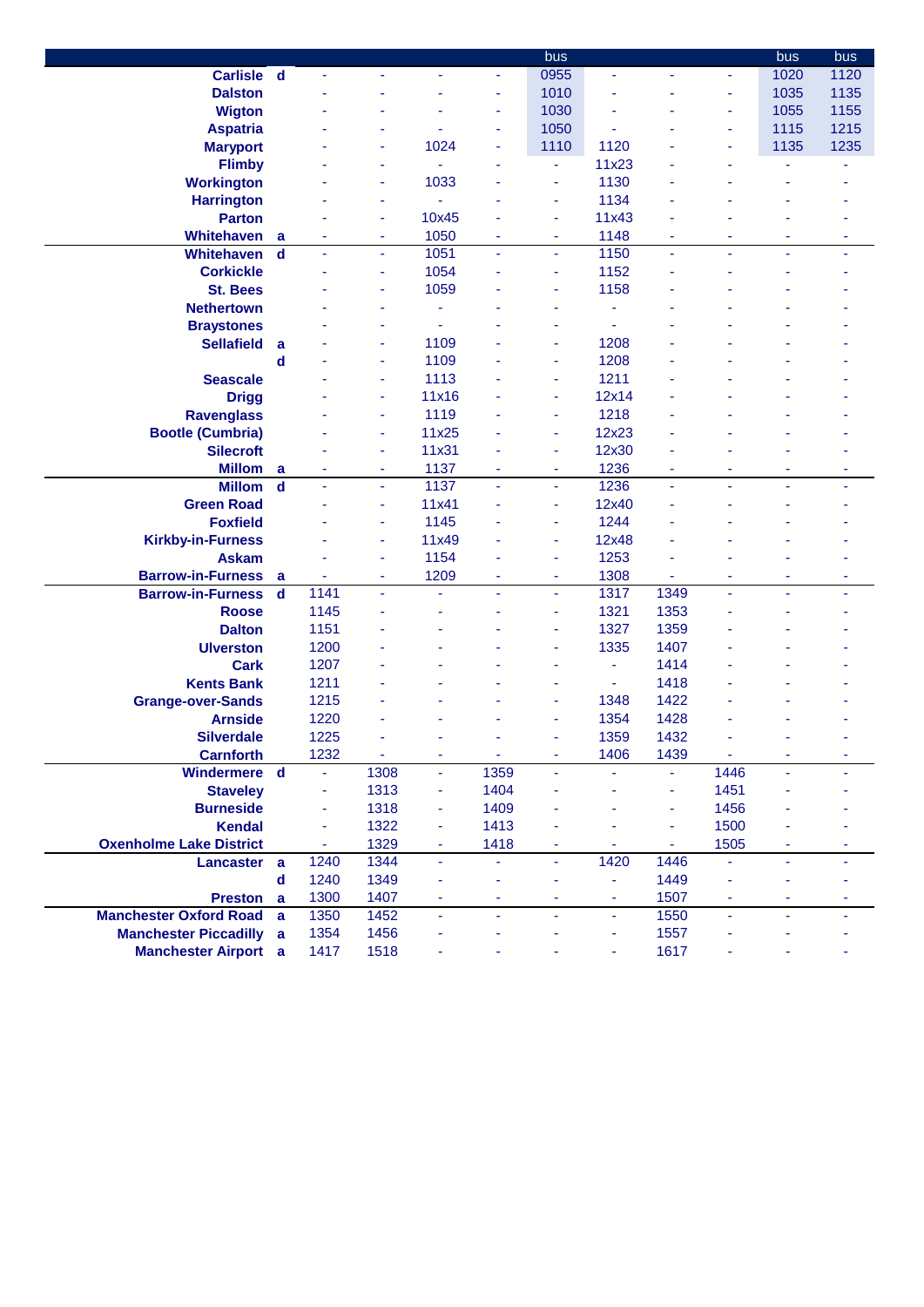| | | | | | | bus | | | | bus | bus |
|---|---|---|---|---|---|---|---|---|---|---|---|
| Carlisle | d | - | - | - | - | 0955 | - | - | - | 1020 | 1120 |
| Dalston | | - | - | - | - | 1010 | - | - | - | 1035 | 1135 |
| Wigton | | - | - | - | - | 1030 | - | - | - | 1055 | 1155 |
| Aspatria | | - | - | - | - | 1050 | - | - | - | 1115 | 1215 |
| Maryport | | - | - | 1024 | - | 1110 | 1120 | - | - | 1135 | 1235 |
| Flimby | | - | - | - | - | - | 11x23 | - | - | - | - |
| Workington | | - | - | 1033 | - | - | 1130 | - | - | - | - |
| Harrington | | - | - | - | - | - | 1134 | - | - | - | - |
| Parton | | - | - | 10x45 | - | - | 11x43 | - | - | - | - |
| Whitehaven | a | - | - | 1050 | - | - | 1148 | - | - | - | - |
| Whitehaven | d | - | - | 1051 | - | - | 1150 | - | - | - | - |
| Corkickle | | - | - | 1054 | - | - | 1152 | - | - | - | - |
| St. Bees | | - | - | 1059 | - | - | 1158 | - | - | - | - |
| Nethertown | | - | - | - | - | - | - | - | - | - | - |
| Braystones | | - | - | - | - | - | - | - | - | - | - |
| Sellafield | a | - | - | 1109 | - | - | 1208 | - | - | - | - |
| | d | - | - | 1109 | - | - | 1208 | - | - | - | - |
| Seascale | | - | - | 1113 | - | - | 1211 | - | - | - | - |
| Drigg | | - | - | 11x16 | - | - | 12x14 | - | - | - | - |
| Ravenglass | | - | - | 1119 | - | - | 1218 | - | - | - | - |
| Bootle (Cumbria) | | - | - | 11x25 | - | - | 12x23 | - | - | - | - |
| Silecroft | | - | - | 11x31 | - | - | 12x30 | - | - | - | - |
| Millom | a | - | - | 1137 | - | - | 1236 | - | - | - | - |
| Millom | d | - | - | 1137 | - | - | 1236 | - | - | - | - |
| Green Road | | - | - | 11x41 | - | - | 12x40 | - | - | - | - |
| Foxfield | | - | - | 1145 | - | - | 1244 | - | - | - | - |
| Kirkby-in-Furness | | - | - | 11x49 | - | - | 12x48 | - | - | - | - |
| Askam | | - | - | 1154 | - | - | 1253 | - | - | - | - |
| Barrow-in-Furness | a | - | - | 1209 | - | - | 1308 | - | - | - | - |
| Barrow-in-Furness | d | 1141 | - | - | - | - | 1317 | 1349 | - | - | - |
| Roose | | 1145 | - | - | - | - | 1321 | 1353 | - | - | - |
| Dalton | | 1151 | - | - | - | - | 1327 | 1359 | - | - | - |
| Ulverston | | 1200 | - | - | - | - | 1335 | 1407 | - | - | - |
| Cark | | 1207 | - | - | - | - | - | 1414 | - | - | - |
| Kents Bank | | 1211 | - | - | - | - | - | 1418 | - | - | - |
| Grange-over-Sands | | 1215 | - | - | - | - | 1348 | 1422 | - | - | - |
| Arnside | | 1220 | - | - | - | - | 1354 | 1428 | - | - | - |
| Silverdale | | 1225 | - | - | - | - | 1359 | 1432 | - | - | - |
| Carnforth | | 1232 | - | - | - | - | 1406 | 1439 | - | - | - |
| Windermere | d | - | 1308 | - | 1359 | - | - | - | 1446 | - | - |
| Staveley | | - | 1313 | - | 1404 | - | - | - | 1451 | - | - |
| Burneside | | - | 1318 | - | 1409 | - | - | - | 1456 | - | - |
| Kendal | | - | 1322 | - | 1413 | - | - | - | 1500 | - | - |
| Oxenholme Lake District | | - | 1329 | - | 1418 | - | - | - | 1505 | - | - |
| Lancaster | a | 1240 | 1344 | - | - | - | 1420 | 1446 | - | - | - |
| | d | 1240 | 1349 | - | - | - | - | 1449 | - | - | - |
| Preston | a | 1300 | 1407 | - | - | - | - | 1507 | - | - | - |
| Manchester Oxford Road | a | 1350 | 1452 | - | - | - | - | 1550 | - | - | - |
| Manchester Piccadilly | a | 1354 | 1456 | - | - | - | - | 1557 | - | - | - |
| Manchester Airport | a | 1417 | 1518 | - | - | - | - | 1617 | - | - | - |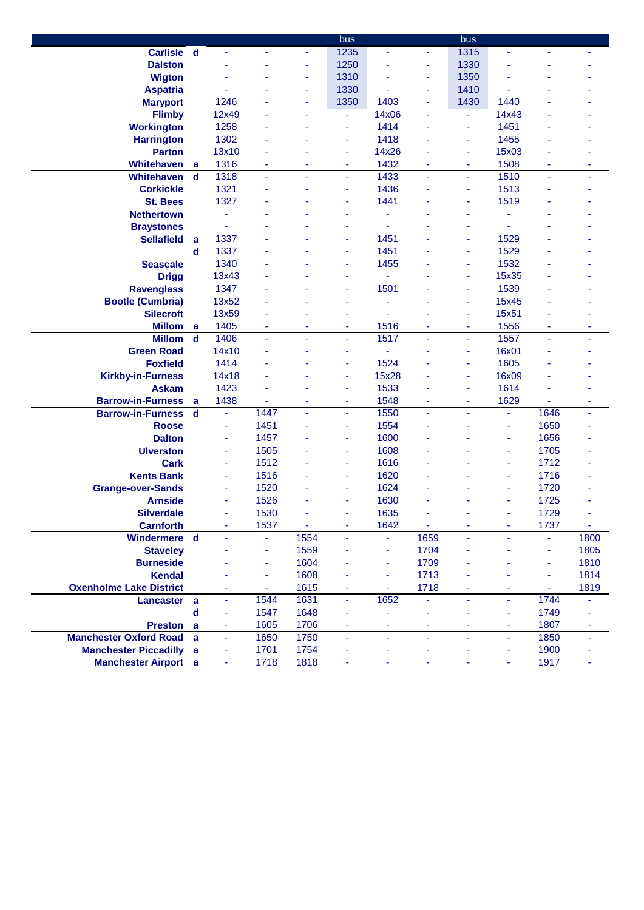| | | | | | bus | | | bus | | | |
|---|---|---|---|---|---|---|---|---|---|---|---|
| Carlisle | d | - | - | - | 1235 | - | - | 1315 | - | - | - |
| Dalston | | - | - | - | 1250 | - | - | 1330 | - | - | - |
| Wigton | | - | - | - | 1310 | - | - | 1350 | - | - | - |
| Aspatria | | - | - | - | 1330 | - | - | 1410 | - | - | - |
| Maryport | | 1246 | - | - | 1350 | 1403 | - | 1430 | 1440 | - | - |
| Flimby | | 12x49 | - | - | - | 14x06 | - | - | 14x43 | - | - |
| Workington | | 1258 | - | - | - | 1414 | - | - | 1451 | - | - |
| Harrington | | 1302 | - | - | - | 1418 | - | - | 1455 | - | - |
| Parton | | 13x10 | - | - | - | 14x26 | - | - | 15x03 | - | - |
| Whitehaven | a | 1316 | - | - | - | 1432 | - | - | 1508 | - | - |
| Whitehaven | d | 1318 | - | - | - | 1433 | - | - | 1510 | - | - |
| Corkickle | | 1321 | - | - | - | 1436 | - | - | 1513 | - | - |
| St. Bees | | 1327 | - | - | - | 1441 | - | - | 1519 | - | - |
| Nethertown | | - | - | - | - | - | - | - | - | - | - |
| Braystones | | - | - | - | - | - | - | - | - | - | - |
| Sellafield | a | 1337 | - | - | - | 1451 | - | - | 1529 | - | - |
| | d | 1337 | - | - | - | 1451 | - | - | 1529 | - | - |
| Seascale | | 1340 | - | - | - | 1455 | - | - | 1532 | - | - |
| Drigg | | 13x43 | - | - | - | - | - | - | 15x35 | - | - |
| Ravenglass | | 1347 | - | - | - | 1501 | - | - | 1539 | - | - |
| Bootle (Cumbria) | | 13x52 | - | - | - | - | - | - | 15x45 | - | - |
| Silecroft | | 13x59 | - | - | - | - | - | - | 15x51 | - | - |
| Millom | a | 1405 | - | - | - | 1516 | - | - | 1556 | - | - |
| Millom | d | 1406 | - | - | - | 1517 | - | - | 1557 | - | - |
| Green Road | | 14x10 | - | - | - | - | - | - | 16x01 | - | - |
| Foxfield | | 1414 | - | - | - | 1524 | - | - | 1605 | - | - |
| Kirkby-in-Furness | | 14x18 | - | - | - | 15x28 | - | - | 16x09 | - | - |
| Askam | | 1423 | - | - | - | 1533 | - | - | 1614 | - | - |
| Barrow-in-Furness | a | 1438 | - | - | - | 1548 | - | - | 1629 | - | - |
| Barrow-in-Furness | d | - | 1447 | - | - | 1550 | - | - | - | 1646 | - |
| Roose | | - | 1451 | - | - | 1554 | - | - | - | 1650 | - |
| Dalton | | - | 1457 | - | - | 1600 | - | - | - | 1656 | - |
| Ulverston | | - | 1505 | - | - | 1608 | - | - | - | 1705 | - |
| Cark | | - | 1512 | - | - | 1616 | - | - | - | 1712 | - |
| Kents Bank | | - | 1516 | - | - | 1620 | - | - | - | 1716 | - |
| Grange-over-Sands | | - | 1520 | - | - | 1624 | - | - | - | 1720 | - |
| Arnside | | - | 1526 | - | - | 1630 | - | - | - | 1725 | - |
| Silverdale | | - | 1530 | - | - | 1635 | - | - | - | 1729 | - |
| Carnforth | | - | 1537 | - | - | 1642 | - | - | - | 1737 | - |
| Windermere | d | - | - | 1554 | - | - | 1659 | - | - | - | 1800 |
| Staveley | | - | - | 1559 | - | - | 1704 | - | - | - | 1805 |
| Burneside | | - | - | 1604 | - | - | 1709 | - | - | - | 1810 |
| Kendal | | - | - | 1608 | - | - | 1713 | - | - | - | 1814 |
| Oxenholme Lake District | | - | - | 1615 | - | - | 1718 | - | - | - | 1819 |
| Lancaster | a | - | 1544 | 1631 | - | 1652 | - | - | - | 1744 | - |
| | d | - | 1547 | 1648 | - | - | - | - | - | 1749 | - |
| Preston | a | - | 1605 | 1706 | - | - | - | - | - | 1807 | - |
| Manchester Oxford Road | a | - | 1650 | 1750 | - | - | - | - | - | 1850 | - |
| Manchester Piccadilly | a | - | 1701 | 1754 | - | - | - | - | - | 1900 | - |
| Manchester Airport | a | - | 1718 | 1818 | - | - | - | - | - | 1917 | - |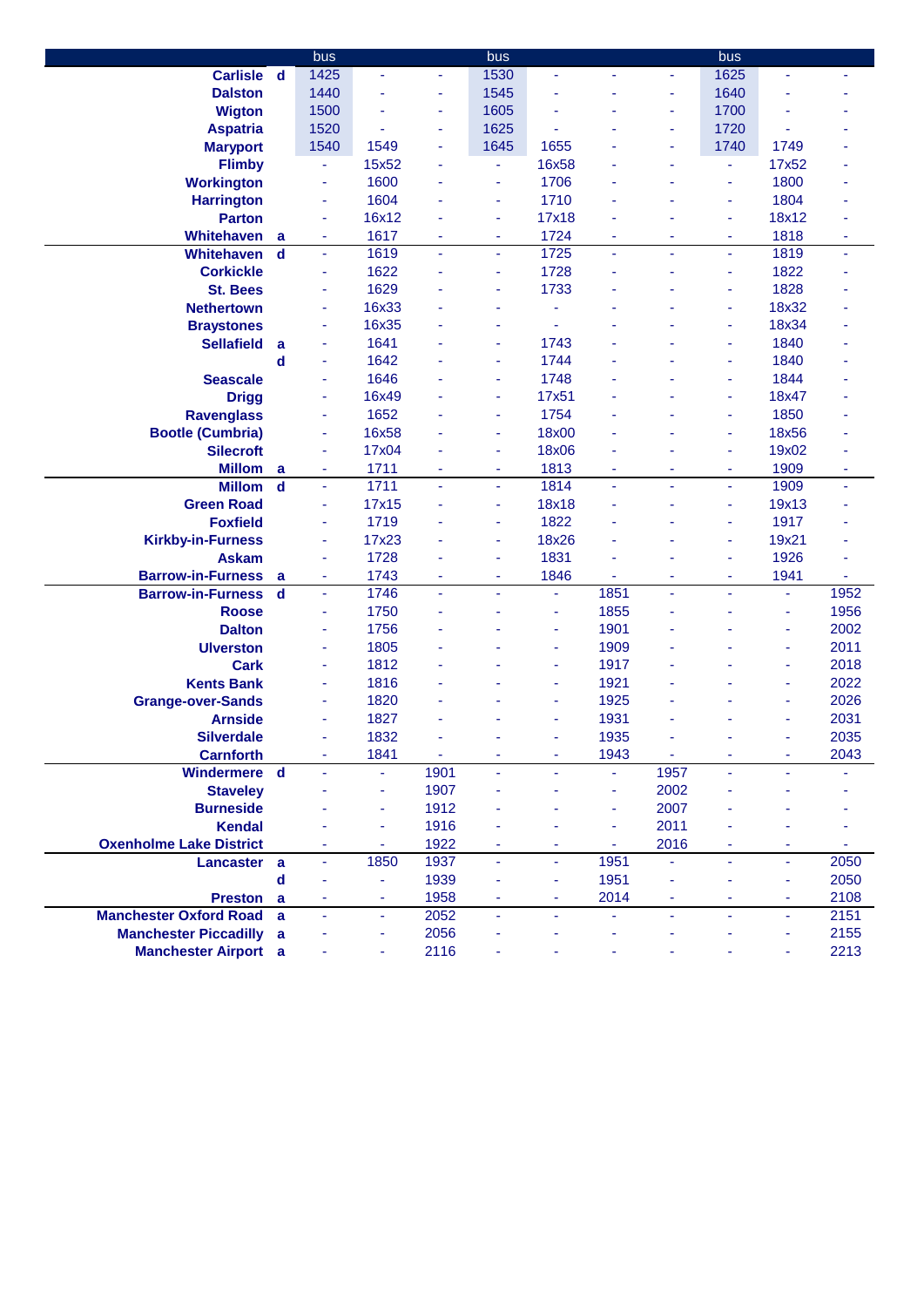| | | bus | | | bus | | | | bus | | |
|---|---|---|---|---|---|---|---|---|---|---|---|
| Carlisle | d | 1425 | - | - | 1530 | - | - | - | 1625 | - | - |
| Dalston | | 1440 | - | - | 1545 | - | - | - | 1640 | - | - |
| Wigton | | 1500 | - | - | 1605 | - | - | - | 1700 | - | - |
| Aspatria | | 1520 | - | - | 1625 | - | - | - | 1720 | - | - |
| Maryport | | 1540 | 1549 | - | 1645 | 1655 | - | - | 1740 | 1749 | - |
| Flimby | | - | 15x52 | - | - | 16x58 | - | - | - | 17x52 | - |
| Workington | | - | 1600 | - | - | 1706 | - | - | - | 1800 | - |
| Harrington | | - | 1604 | - | - | 1710 | - | - | - | 1804 | - |
| Parton | | - | 16x12 | - | - | 17x18 | - | - | - | 18x12 | - |
| Whitehaven | a | - | 1617 | - | - | 1724 | - | - | - | 1818 | - |
| Whitehaven | d | - | 1619 | - | - | 1725 | - | - | - | 1819 | - |
| Corkickle | | - | 1622 | - | - | 1728 | - | - | - | 1822 | - |
| St. Bees | | - | 1629 | - | - | 1733 | - | - | - | 1828 | - |
| Nethertown | | - | 16x33 | - | - | - | - | - | - | 18x32 | - |
| Braystones | | - | 16x35 | - | - | - | - | - | - | 18x34 | - |
| Sellafield | a | - | 1641 | - | - | 1743 | - | - | - | 1840 | - |
| | d | - | 1642 | - | - | 1744 | - | - | - | 1840 | - |
| Seascale | | - | 1646 | - | - | 1748 | - | - | - | 1844 | - |
| Drigg | | - | 16x49 | - | - | 17x51 | - | - | - | 18x47 | - |
| Ravenglass | | - | 1652 | - | - | 1754 | - | - | - | 1850 | - |
| Bootle (Cumbria) | | - | 16x58 | - | - | 18x00 | - | - | - | 18x56 | - |
| Silecroft | | - | 17x04 | - | - | 18x06 | - | - | - | 19x02 | - |
| Millom | a | - | 1711 | - | - | 1813 | - | - | - | 1909 | - |
| Millom | d | - | 1711 | - | - | 1814 | - | - | - | 1909 | - |
| Green Road | | - | 17x15 | - | - | 18x18 | - | - | - | 19x13 | - |
| Foxfield | | - | 1719 | - | - | 1822 | - | - | - | 1917 | - |
| Kirkby-in-Furness | | - | 17x23 | - | - | 18x26 | - | - | - | 19x21 | - |
| Askam | | - | 1728 | - | - | 1831 | - | - | - | 1926 | - |
| Barrow-in-Furness | a | - | 1743 | - | - | 1846 | - | - | - | 1941 | - |
| Barrow-in-Furness | d | - | 1746 | - | - | - | 1851 | - | - | - | 1952 |
| Roose | | - | 1750 | - | - | - | 1855 | - | - | - | 1956 |
| Dalton | | - | 1756 | - | - | - | 1901 | - | - | - | 2002 |
| Ulverston | | - | 1805 | - | - | - | 1909 | - | - | - | 2011 |
| Cark | | - | 1812 | - | - | - | 1917 | - | - | - | 2018 |
| Kents Bank | | - | 1816 | - | - | - | 1921 | - | - | - | 2022 |
| Grange-over-Sands | | - | 1820 | - | - | - | 1925 | - | - | - | 2026 |
| Arnside | | - | 1827 | - | - | - | 1931 | - | - | - | 2031 |
| Silverdale | | - | 1832 | - | - | - | 1935 | - | - | - | 2035 |
| Carnforth | | - | 1841 | - | - | - | 1943 | - | - | - | 2043 |
| Windermere | d | - | - | 1901 | - | - | - | 1957 | - | - | - |
| Staveley | | - | - | 1907 | - | - | - | 2002 | - | - | - |
| Burneside | | - | - | 1912 | - | - | - | 2007 | - | - | - |
| Kendal | | - | - | 1916 | - | - | - | 2011 | - | - | - |
| Oxenholme Lake District | | - | - | 1922 | - | - | - | 2016 | - | - | - |
| Lancaster | a | - | 1850 | 1937 | - | - | 1951 | - | - | - | 2050 |
| | d | - | - | 1939 | - | - | 1951 | - | - | - | 2050 |
| Preston | a | - | - | 1958 | - | - | 2014 | - | - | - | 2108 |
| Manchester Oxford Road | a | - | - | 2052 | - | - | - | - | - | - | 2151 |
| Manchester Piccadilly | a | - | - | 2056 | - | - | - | - | - | - | 2155 |
| Manchester Airport | a | - | - | 2116 | - | - | - | - | - | - | 2213 |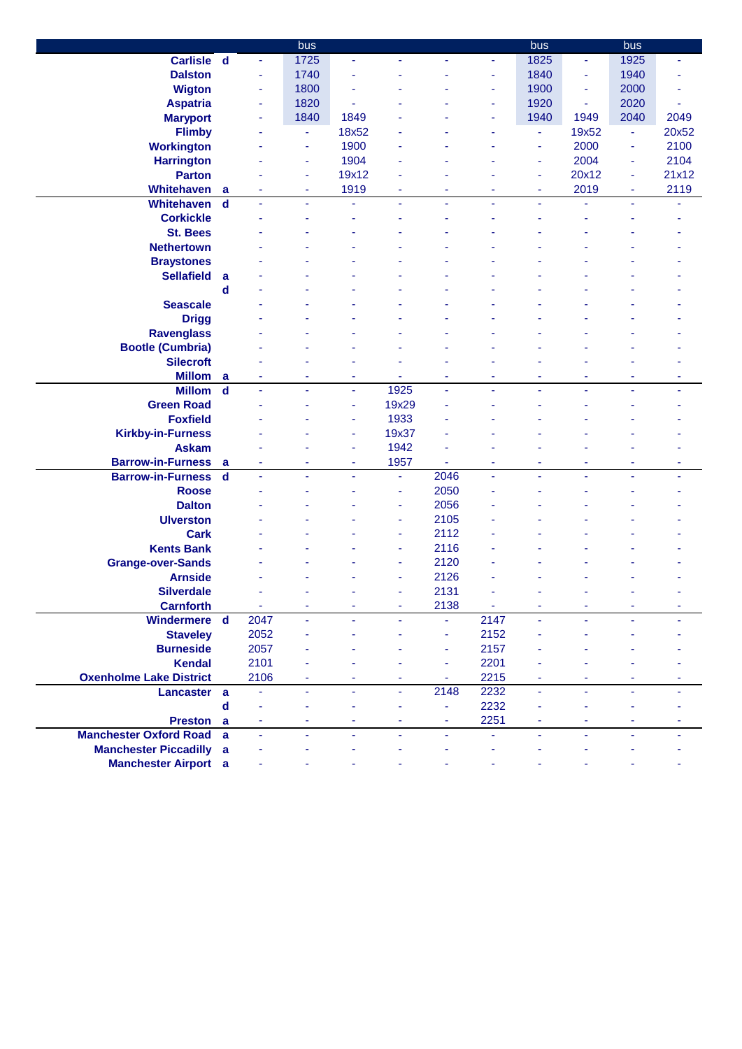| | | | bus | | | | | bus | | bus | |
|---|---|---|---|---|---|---|---|---|---|---|---|
| Carlisle | d | - | 1725 | - | - | - | - | 1825 | - | 1925 | - |
| Dalston | | - | 1740 | - | - | - | - | 1840 | - | 1940 | - |
| Wigton | | - | 1800 | - | - | - | - | 1900 | - | 2000 | - |
| Aspatria | | - | 1820 | - | - | - | - | 1920 | - | 2020 | - |
| Maryport | | - | 1840 | 1849 | - | - | - | 1940 | 1949 | 2040 | 2049 |
| Flimby | | - | - | 18x52 | - | - | - | - | 19x52 | - | 20x52 |
| Workington | | - | - | 1900 | - | - | - | - | 2000 | - | 2100 |
| Harrington | | - | - | 1904 | - | - | - | - | 2004 | - | 2104 |
| Parton | | - | - | 19x12 | - | - | - | - | 20x12 | - | 21x12 |
| Whitehaven | a | - | - | 1919 | - | - | - | - | 2019 | - | 2119 |
| Whitehaven | d | - | - | - | - | - | - | - | - | - | - |
| Corkickle | | - | - | - | - | - | - | - | - | - | - |
| St. Bees | | - | - | - | - | - | - | - | - | - | - |
| Nethertown | | - | - | - | - | - | - | - | - | - | - |
| Braystones | | - | - | - | - | - | - | - | - | - | - |
| Sellafield | a | - | - | - | - | - | - | - | - | - | - |
| | d | - | - | - | - | - | - | - | - | - | - |
| Seascale | | - | - | - | - | - | - | - | - | - | - |
| Drigg | | - | - | - | - | - | - | - | - | - | - |
| Ravenglass | | - | - | - | - | - | - | - | - | - | - |
| Bootle (Cumbria) | | - | - | - | - | - | - | - | - | - | - |
| Silecroft | | - | - | - | - | - | - | - | - | - | - |
| Millom | a | - | - | - | - | - | - | - | - | - | - |
| Millom | d | - | - | - | 1925 | - | - | - | - | - | - |
| Green Road | | - | - | - | 19x29 | - | - | - | - | - | - |
| Foxfield | | - | - | - | 1933 | - | - | - | - | - | - |
| Kirkby-in-Furness | | - | - | - | 19x37 | - | - | - | - | - | - |
| Askam | | - | - | - | 1942 | - | - | - | - | - | - |
| Barrow-in-Furness | a | - | - | - | 1957 | - | - | - | - | - | - |
| Barrow-in-Furness | d | - | - | - | - | 2046 | - | - | - | - | - |
| Roose | | - | - | - | - | 2050 | - | - | - | - | - |
| Dalton | | - | - | - | - | 2056 | - | - | - | - | - |
| Ulverston | | - | - | - | - | 2105 | - | - | - | - | - |
| Cark | | - | - | - | - | 2112 | - | - | - | - | - |
| Kents Bank | | - | - | - | - | 2116 | - | - | - | - | - |
| Grange-over-Sands | | - | - | - | - | 2120 | - | - | - | - | - |
| Arnside | | - | - | - | - | 2126 | - | - | - | - | - |
| Silverdale | | - | - | - | - | 2131 | - | - | - | - | - |
| Carnforth | | - | - | - | - | 2138 | - | - | - | - | - |
| Windermere | d | 2047 | - | - | - | - | 2147 | - | - | - | - |
| Staveley | | 2052 | - | - | - | - | 2152 | - | - | - | - |
| Burneside | | 2057 | - | - | - | - | 2157 | - | - | - | - |
| Kendal | | 2101 | - | - | - | - | 2201 | - | - | - | - |
| Oxenholme Lake District | | 2106 | - | - | - | - | 2215 | - | - | - | - |
| Lancaster | a | - | - | - | - | 2148 | 2232 | - | - | - | - |
| | d | - | - | - | - | - | 2232 | - | - | - | - |
| Preston | a | - | - | - | - | - | 2251 | - | - | - | - |
| Manchester Oxford Road | a | - | - | - | - | - | - | - | - | - | - |
| Manchester Piccadilly | a | - | - | - | - | - | - | - | - | - | - |
| Manchester Airport | a | - | - | - | - | - | - | - | - | - | - |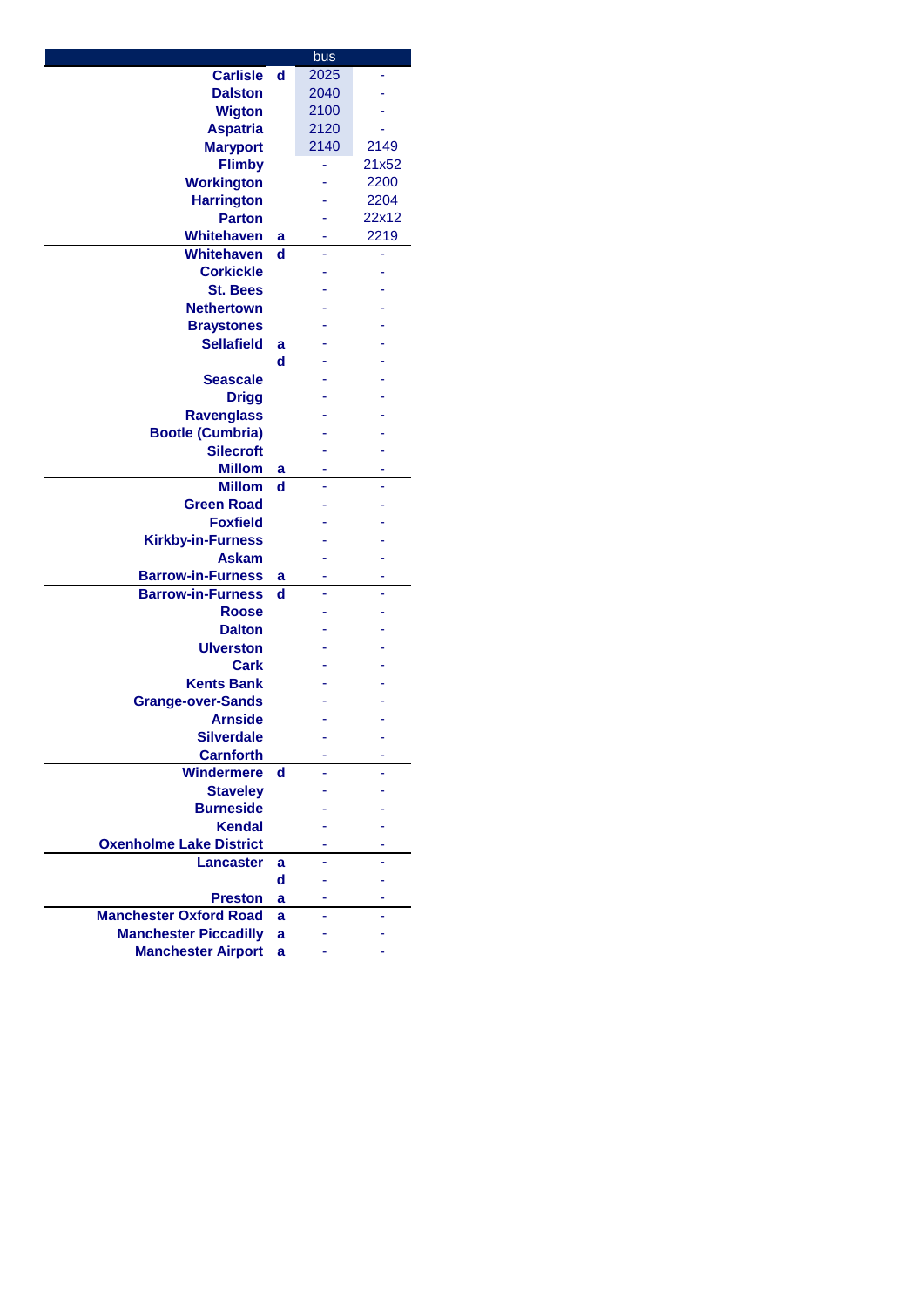| | | bus | |
|---|---|---|---|
| Carlisle | d | 2025 | - |
| Dalston | | 2040 | - |
| Wigton | | 2100 | - |
| Aspatria | | 2120 | - |
| Maryport | | 2140 | 2149 |
| Flimby | | - | 21x52 |
| Workington | | - | 2200 |
| Harrington | | - | 2204 |
| Parton | | - | 22x12 |
| Whitehaven | a | - | 2219 |
| Whitehaven | d | - | - |
| Corkickle | | - | - |
| St. Bees | | - | - |
| Nethertown | | - | - |
| Braystones | | - | - |
| Sellafield | a | - | - |
| | d | - | - |
| Seascale | | - | - |
| Drigg | | - | - |
| Ravenglass | | - | - |
| Bootle (Cumbria) | | - | - |
| Silecroft | | - | - |
| Millom | a | - | - |
| Millom | d | - | - |
| Green Road | | - | - |
| Foxfield | | - | - |
| Kirkby-in-Furness | | - | - |
| Askam | | - | - |
| Barrow-in-Furness | a | - | - |
| Barrow-in-Furness | d | - | - |
| Roose | | - | - |
| Dalton | | - | - |
| Ulverston | | - | - |
| Cark | | - | - |
| Kents Bank | | - | - |
| Grange-over-Sands | | - | - |
| Arnside | | - | - |
| Silverdale | | - | - |
| Carnforth | | - | - |
| Windermere | d | - | - |
| Staveley | | - | - |
| Burneside | | - | - |
| Kendal | | - | - |
| Oxenholme Lake District | | - | - |
| Lancaster | a | - | - |
| | d | - | - |
| Preston | a | - | - |
| Manchester Oxford Road | a | - | - |
| Manchester Piccadilly | a | - | - |
| Manchester Airport | a | - | - |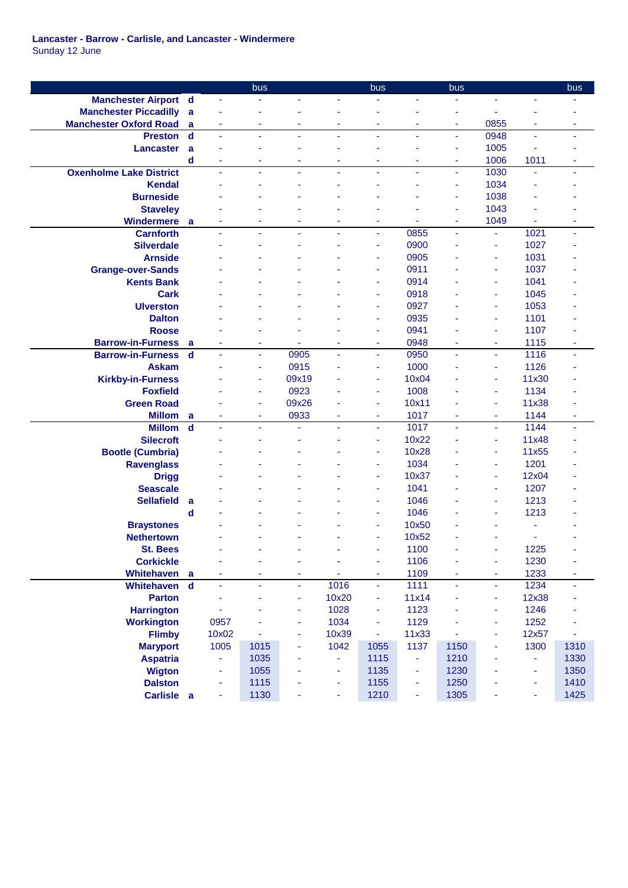**Lancaster - Barrow - Carlisle, and Lancaster - Windermere**
Sunday 12 June

| | | | bus | | | bus | | bus | | | bus |
|---|---|---|---|---|---|---|---|---|---|---|---|
| Manchester Airport | d | - | - | - | - | - | - | - | - | - | - |
| Manchester Piccadilly | a | - | - | - | - | - | - | - | - | - | - |
| Manchester Oxford Road | a | - | - | - | - | - | - | - | 0855 | - | - |
| Preston | d | - | - | - | - | - | - | - | 0948 | - | - |
| Lancaster | a | - | - | - | - | - | - | - | 1005 | - | - |
| | d | - | - | - | - | - | - | - | 1006 | 1011 | - |
| Oxenholme Lake District | | - | - | - | - | - | - | - | 1030 | - | - |
| Kendal | | - | - | - | - | - | - | - | 1034 | - | - |
| Burneside | | - | - | - | - | - | - | - | 1038 | - | - |
| Staveley | | - | - | - | - | - | - | - | 1043 | - | - |
| Windermere | a | - | - | - | - | - | - | - | 1049 | - | - |
| Carnforth | | - | - | - | - | - | 0855 | - | - | 1021 | - |
| Silverdale | | - | - | - | - | - | 0900 | - | - | 1027 | - |
| Arnside | | - | - | - | - | - | 0905 | - | - | 1031 | - |
| Grange-over-Sands | | - | - | - | - | - | 0911 | - | - | 1037 | - |
| Kents Bank | | - | - | - | - | - | 0914 | - | - | 1041 | - |
| Cark | | - | - | - | - | - | 0918 | - | - | 1045 | - |
| Ulverston | | - | - | - | - | - | 0927 | - | - | 1053 | - |
| Dalton | | - | - | - | - | - | 0935 | - | - | 1101 | - |
| Roose | | - | - | - | - | - | 0941 | - | - | 1107 | - |
| Barrow-in-Furness | a | - | - | - | - | - | 0948 | - | - | 1115 | - |
| Barrow-in-Furness | d | - | - | 0905 | - | - | 0950 | - | - | 1116 | - |
| Askam | | - | - | 0915 | - | - | 1000 | - | - | 1126 | - |
| Kirkby-in-Furness | | - | - | 09x19 | - | - | 10x04 | - | - | 11x30 | - |
| Foxfield | | - | - | 0923 | - | - | 1008 | - | - | 1134 | - |
| Green Road | | - | - | 09x26 | - | - | 10x11 | - | - | 11x38 | - |
| Millom | a | - | - | 0933 | - | - | 1017 | - | - | 1144 | - |
| Millom | d | - | - | - | - | - | 1017 | - | - | 1144 | - |
| Silecroft | | - | - | - | - | - | 10x22 | - | - | 11x48 | - |
| Bootle (Cumbria) | | - | - | - | - | - | 10x28 | - | - | 11x55 | - |
| Ravenglass | | - | - | - | - | - | 1034 | - | - | 1201 | - |
| Drigg | | - | - | - | - | - | 10x37 | - | - | 12x04 | - |
| Seascale | | - | - | - | - | - | 1041 | - | - | 1207 | - |
| Sellafield | a | - | - | - | - | - | 1046 | - | - | 1213 | - |
| | d | - | - | - | - | - | 1046 | - | - | 1213 | - |
| Braystones | | - | - | - | - | - | 10x50 | - | - | - | - |
| Nethertown | | - | - | - | - | - | 10x52 | - | - | - | - |
| St. Bees | | - | - | - | - | - | 1100 | - | - | 1225 | - |
| Corkickle | | - | - | - | - | - | 1106 | - | - | 1230 | - |
| Whitehaven | a | - | - | - | - | - | 1109 | - | - | 1233 | - |
| Whitehaven | d | - | - | - | 1016 | - | 1111 | - | - | 1234 | - |
| Parton | | - | - | - | 10x20 | - | 11x14 | - | - | 12x38 | - |
| Harrington | | - | - | - | 1028 | - | 1123 | - | - | 1246 | - |
| Workington | | 0957 | - | - | 1034 | - | 1129 | - | - | 1252 | - |
| Flimby | | 10x02 | - | - | 10x39 | - | 11x33 | - | - | 12x57 | - |
| Maryport | | 1005 | 1015 | - | 1042 | 1055 | 1137 | 1150 | - | 1300 | 1310 |
| Aspatria | | - | 1035 | - | - | 1115 | - | 1210 | - | - | 1330 |
| Wigton | | - | 1055 | - | - | 1135 | - | 1230 | - | - | 1350 |
| Dalston | | - | 1115 | - | - | 1155 | - | 1250 | - | - | 1410 |
| Carlisle | a | - | 1130 | - | - | 1210 | - | 1305 | - | - | 1425 |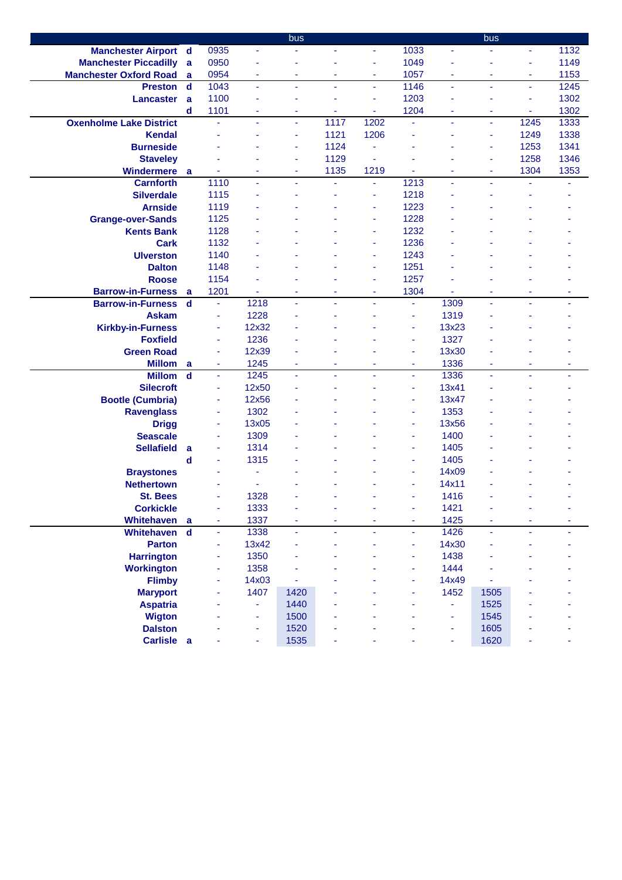| | | | bus | | | | | bus | | |
|---|---|---|---|---|---|---|---|---|---|---|
| Manchester Airport d | 0935 | - | - | - | - | 1033 | - | - | - | 1132 |
| Manchester Piccadilly a | 0950 | - | - | - | - | 1049 | - | - | - | 1149 |
| Manchester Oxford Road a | 0954 | - | - | - | - | 1057 | - | - | - | 1153 |
| Preston d | 1043 | - | - | - | - | 1146 | - | - | - | 1245 |
| Lancaster a | 1100 | - | - | - | - | 1203 | - | - | - | 1302 |
| d | 1101 | - | - | - | - | 1204 | - | - | - | 1302 |
| Oxenholme Lake District | - | - | - | 1117 | 1202 | - | - | - | 1245 | 1333 |
| Kendal | - | - | - | 1121 | 1206 | - | - | - | 1249 | 1338 |
| Burneside | - | - | - | 1124 | - | - | - | - | 1253 | 1341 |
| Staveley | - | - | - | 1129 | - | - | - | - | 1258 | 1346 |
| Windermere a | - | - | - | 1135 | 1219 | - | - | - | 1304 | 1353 |
| Carnforth | 1110 | - | - | - | - | 1213 | - | - | - | - |
| Silverdale | 1115 | - | - | - | - | 1218 | - | - | - | - |
| Arnside | 1119 | - | - | - | - | 1223 | - | - | - | - |
| Grange-over-Sands | 1125 | - | - | - | - | 1228 | - | - | - | - |
| Kents Bank | 1128 | - | - | - | - | 1232 | - | - | - | - |
| Cark | 1132 | - | - | - | - | 1236 | - | - | - | - |
| Ulverston | 1140 | - | - | - | - | 1243 | - | - | - | - |
| Dalton | 1148 | - | - | - | - | 1251 | - | - | - | - |
| Roose | 1154 | - | - | - | - | 1257 | - | - | - | - |
| Barrow-in-Furness a | 1201 | - | - | - | - | 1304 | - | - | - | - |
| Barrow-in-Furness d | - | 1218 | - | - | - | - | 1309 | - | - | - |
| Askam | - | 1228 | - | - | - | - | 1319 | - | - | - |
| Kirkby-in-Furness | - | 12x32 | - | - | - | - | 13x23 | - | - | - |
| Foxfield | - | 1236 | - | - | - | - | 1327 | - | - | - |
| Green Road | - | 12x39 | - | - | - | - | 13x30 | - | - | - |
| Millom a | - | 1245 | - | - | - | - | 1336 | - | - | - |
| Millom d | - | 1245 | - | - | - | - | 1336 | - | - | - |
| Silecroft | - | 12x50 | - | - | - | - | 13x41 | - | - | - |
| Bootle (Cumbria) | - | 12x56 | - | - | - | - | 13x47 | - | - | - |
| Ravenglass | - | 1302 | - | - | - | - | 1353 | - | - | - |
| Drigg | - | 13x05 | - | - | - | - | 13x56 | - | - | - |
| Seascale | - | 1309 | - | - | - | - | 1400 | - | - | - |
| Sellafield a | - | 1314 | - | - | - | - | 1405 | - | - | - |
| d | - | 1315 | - | - | - | - | 1405 | - | - | - |
| Braystones | - | - | - | - | - | - | 14x09 | - | - | - |
| Nethertown | - | - | - | - | - | - | 14x11 | - | - | - |
| St. Bees | - | 1328 | - | - | - | - | 1416 | - | - | - |
| Corkickle | - | 1333 | - | - | - | - | 1421 | - | - | - |
| Whitehaven a | - | 1337 | - | - | - | - | 1425 | - | - | - |
| Whitehaven d | - | 1338 | - | - | - | - | 1426 | - | - | - |
| Parton | - | 13x42 | - | - | - | - | 14x30 | - | - | - |
| Harrington | - | 1350 | - | - | - | - | 1438 | - | - | - |
| Workington | - | 1358 | - | - | - | - | 1444 | - | - | - |
| Flimby | - | 14x03 | - | - | - | - | 14x49 | - | - | - |
| Maryport | - | 1407 | 1420 | - | - | - | 1452 | 1505 | - | - |
| Aspatria | - | - | 1440 | - | - | - | - | 1525 | - | - |
| Wigton | - | - | 1500 | - | - | - | - | 1545 | - | - |
| Dalston | - | - | 1520 | - | - | - | - | 1605 | - | - |
| Carlisle a | - | - | 1535 | - | - | - | - | 1620 | - | - |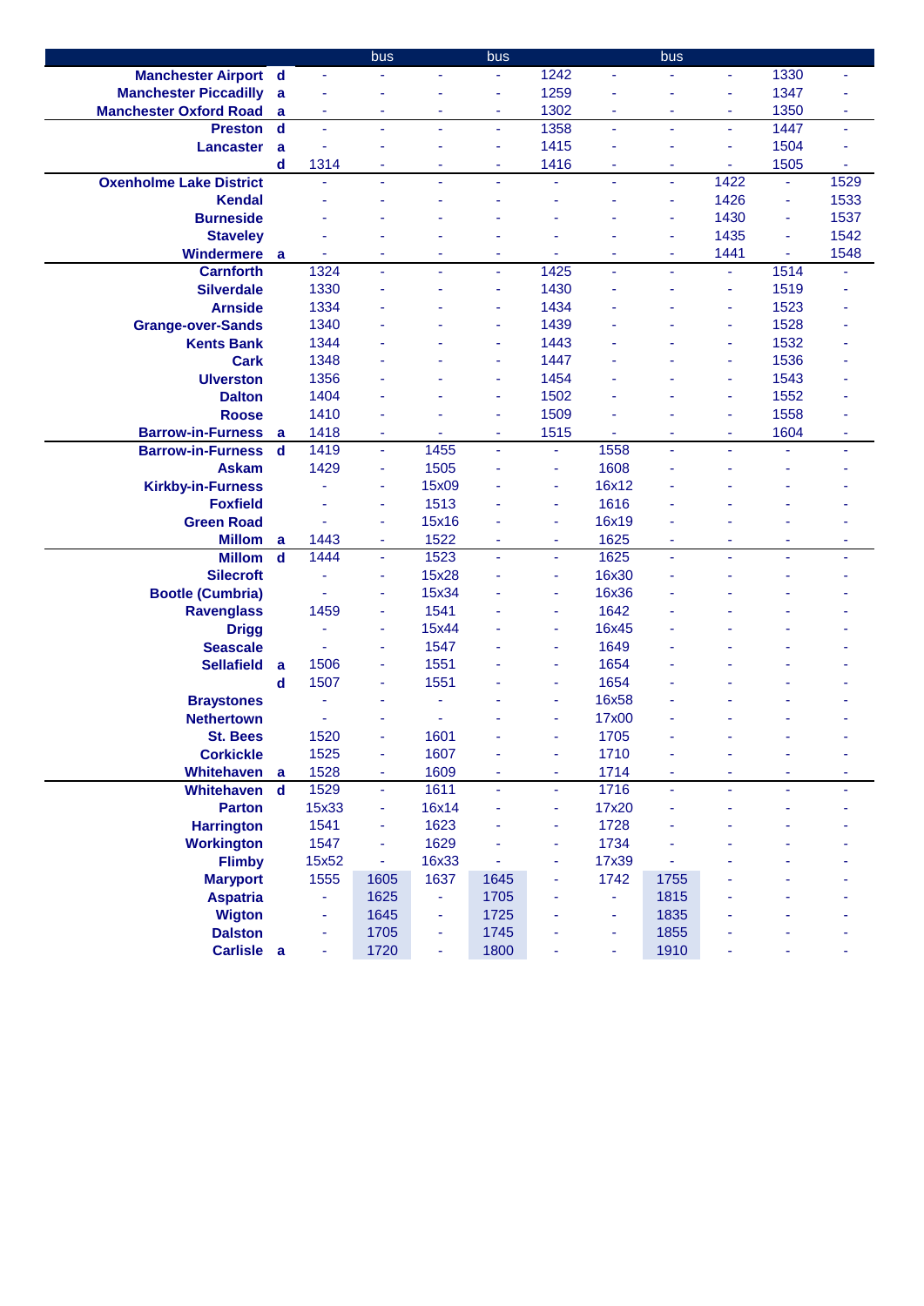| | | | bus | | bus | | | bus | | | |
|---|---|---|---|---|---|---|---|---|---|---|---|
| Manchester Airport | d | - | - | - | - | 1242 | - | - | - | 1330 | - |
| Manchester Piccadilly | a | - | - | - | - | 1259 | - | - | - | 1347 | - |
| Manchester Oxford Road | a | - | - | - | - | 1302 | - | - | - | 1350 | - |
| Preston | d | - | - | - | - | 1358 | - | - | - | 1447 | - |
| Lancaster | a | - | - | - | - | 1415 | - | - | - | 1504 | - |
| | d | 1314 | - | - | - | 1416 | - | - | - | 1505 | - |
| Oxenholme Lake District | | - | - | - | - | - | - | - | 1422 | - | 1529 |
| Kendal | | - | - | - | - | - | - | - | 1426 | - | 1533 |
| Burneside | | - | - | - | - | - | - | - | 1430 | - | 1537 |
| Staveley | | - | - | - | - | - | - | - | 1435 | - | 1542 |
| Windermere | a | - | - | - | - | - | - | - | 1441 | - | 1548 |
| Carnforth | | 1324 | - | - | - | 1425 | - | - | - | 1514 | - |
| Silverdale | | 1330 | - | - | - | 1430 | - | - | - | 1519 | - |
| Arnside | | 1334 | - | - | - | 1434 | - | - | - | 1523 | - |
| Grange-over-Sands | | 1340 | - | - | - | 1439 | - | - | - | 1528 | - |
| Kents Bank | | 1344 | - | - | - | 1443 | - | - | - | 1532 | - |
| Cark | | 1348 | - | - | - | 1447 | - | - | - | 1536 | - |
| Ulverston | | 1356 | - | - | - | 1454 | - | - | - | 1543 | - |
| Dalton | | 1404 | - | - | - | 1502 | - | - | - | 1552 | - |
| Roose | | 1410 | - | - | - | 1509 | - | - | - | 1558 | - |
| Barrow-in-Furness | a | 1418 | - | - | - | 1515 | - | - | - | 1604 | - |
| Barrow-in-Furness | d | 1419 | - | 1455 | - | - | 1558 | - | - | - | - |
| Askam | | 1429 | - | 1505 | - | - | 1608 | - | - | - | - |
| Kirkby-in-Furness | | - | - | 15x09 | - | - | 16x12 | - | - | - | - |
| Foxfield | | - | - | 1513 | - | - | 1616 | - | - | - | - |
| Green Road | | - | - | 15x16 | - | - | 16x19 | - | - | - | - |
| Millom | a | 1443 | - | 1522 | - | - | 1625 | - | - | - | - |
| Millom | d | 1444 | - | 1523 | - | - | 1625 | - | - | - | - |
| Silecroft | | - | - | 15x28 | - | - | 16x30 | - | - | - | - |
| Bootle (Cumbria) | | - | - | 15x34 | - | - | 16x36 | - | - | - | - |
| Ravenglass | | 1459 | - | 1541 | - | - | 1642 | - | - | - | - |
| Drigg | | - | - | 15x44 | - | - | 16x45 | - | - | - | - |
| Seascale | | - | - | 1547 | - | - | 1649 | - | - | - | - |
| Sellafield | a | 1506 | - | 1551 | - | - | 1654 | - | - | - | - |
| | d | 1507 | - | 1551 | - | - | 1654 | - | - | - | - |
| Braystones | | - | - | - | - | - | 16x58 | - | - | - | - |
| Nethertown | | - | - | - | - | - | 17x00 | - | - | - | - |
| St. Bees | | 1520 | - | 1601 | - | - | 1705 | - | - | - | - |
| Corkickle | | 1525 | - | 1607 | - | - | 1710 | - | - | - | - |
| Whitehaven | a | 1528 | - | 1609 | - | - | 1714 | - | - | - | - |
| Whitehaven | d | 1529 | - | 1611 | - | - | 1716 | - | - | - | - |
| Parton | | 15x33 | - | 16x14 | - | - | 17x20 | - | - | - | - |
| Harrington | | 1541 | - | 1623 | - | - | 1728 | - | - | - | - |
| Workington | | 1547 | - | 1629 | - | - | 1734 | - | - | - | - |
| Flimby | | 15x52 | - | 16x33 | - | - | 17x39 | - | - | - | - |
| Maryport | | 1555 | 1605 | 1637 | 1645 | - | 1742 | 1755 | - | - | - |
| Aspatria | | - | 1625 | - | 1705 | - | - | 1815 | - | - | - |
| Wigton | | - | 1645 | - | 1725 | - | - | 1835 | - | - | - |
| Dalston | | - | 1705 | - | 1745 | - | - | 1855 | - | - | - |
| Carlisle | a | - | 1720 | - | 1800 | - | - | 1910 | - | - | - |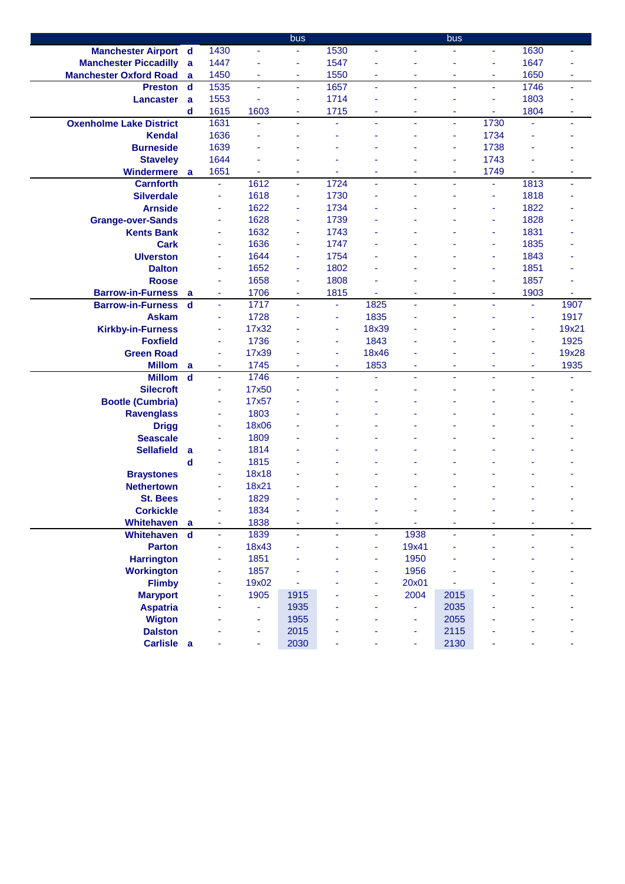| | | | | bus | | | | bus | | | |
|---|---|---|---|---|---|---|---|---|---|---|---|
| Manchester Airport | d | 1430 | - | - | 1530 | - | - | - | - | 1630 | - |
| Manchester Piccadilly | a | 1447 | - | - | 1547 | - | - | - | - | 1647 | - |
| Manchester Oxford Road | a | 1450 | - | - | 1550 | - | - | - | - | 1650 | - |
| Preston | d | 1535 | - | - | 1657 | - | - | - | - | 1746 | - |
| Lancaster | a | 1553 | - | - | 1714 | - | - | - | - | 1803 | - |
| | d | 1615 | 1603 | - | 1715 | - | - | - | - | 1804 | - |
| Oxenholme Lake District | | 1631 | - | - | - | - | - | - | 1730 | - | - |
| Kendal | | 1636 | - | - | - | - | - | - | 1734 | - | - |
| Burneside | | 1639 | - | - | - | - | - | - | 1738 | - | - |
| Staveley | | 1644 | - | - | - | - | - | - | 1743 | - | - |
| Windermere | a | 1651 | - | - | - | - | - | - | 1749 | - | - |
| Carnforth | | - | 1612 | - | 1724 | - | - | - | - | 1813 | - |
| Silverdale | | - | 1618 | - | 1730 | - | - | - | - | 1818 | - |
| Arnside | | - | 1622 | - | 1734 | - | - | - | - | 1822 | - |
| Grange-over-Sands | | - | 1628 | - | 1739 | - | - | - | - | 1828 | - |
| Kents Bank | | - | 1632 | - | 1743 | - | - | - | - | 1831 | - |
| Cark | | - | 1636 | - | 1747 | - | - | - | - | 1835 | - |
| Ulverston | | - | 1644 | - | 1754 | - | - | - | - | 1843 | - |
| Dalton | | - | 1652 | - | 1802 | - | - | - | - | 1851 | - |
| Roose | | - | 1658 | - | 1808 | - | - | - | - | 1857 | - |
| Barrow-in-Furness | a | - | 1706 | - | 1815 | - | - | - | - | 1903 | - |
| Barrow-in-Furness | d | - | 1717 | - | - | 1825 | - | - | - | - | 1907 |
| Askam | | - | 1728 | - | - | 1835 | - | - | - | - | 1917 |
| Kirkby-in-Furness | | - | 17x32 | - | - | 18x39 | - | - | - | - | 19x21 |
| Foxfield | | - | 1736 | - | - | 1843 | - | - | - | - | 1925 |
| Green Road | | - | 17x39 | - | - | 18x46 | - | - | - | - | 19x28 |
| Millom | a | - | 1745 | - | - | 1853 | - | - | - | - | 1935 |
| Millom | d | - | 1746 | - | - | - | - | - | - | - | - |
| Silecroft | | - | 17x50 | - | - | - | - | - | - | - | - |
| Bootle (Cumbria) | | - | 17x57 | - | - | - | - | - | - | - | - |
| Ravenglass | | - | 1803 | - | - | - | - | - | - | - | - |
| Drigg | | - | 18x06 | - | - | - | - | - | - | - | - |
| Seascale | | - | 1809 | - | - | - | - | - | - | - | - |
| Sellafield | a | - | 1814 | - | - | - | - | - | - | - | - |
| | d | - | 1815 | - | - | - | - | - | - | - | - |
| Braystones | | - | 18x18 | - | - | - | - | - | - | - | - |
| Nethertown | | - | 18x21 | - | - | - | - | - | - | - | - |
| St. Bees | | - | 1829 | - | - | - | - | - | - | - | - |
| Corkickle | | - | 1834 | - | - | - | - | - | - | - | - |
| Whitehaven | a | - | 1838 | - | - | - | - | - | - | - | - |
| Whitehaven | d | - | 1839 | - | - | - | 1938 | - | - | - | - |
| Parton | | - | 18x43 | - | - | - | 19x41 | - | - | - | - |
| Harrington | | - | 1851 | - | - | - | 1950 | - | - | - | - |
| Workington | | - | 1857 | - | - | - | 1956 | - | - | - | - |
| Flimby | | - | 19x02 | - | - | - | 20x01 | - | - | - | - |
| Maryport | | - | 1905 | 1915 | - | - | 2004 | 2015 | - | - | - |
| Aspatria | | - | - | 1935 | - | - | - | 2035 | - | - | - |
| Wigton | | - | - | 1955 | - | - | - | 2055 | - | - | - |
| Dalston | | - | - | 2015 | - | - | - | 2115 | - | - | - |
| Carlisle | a | - | - | 2030 | - | - | - | 2130 | - | - | - |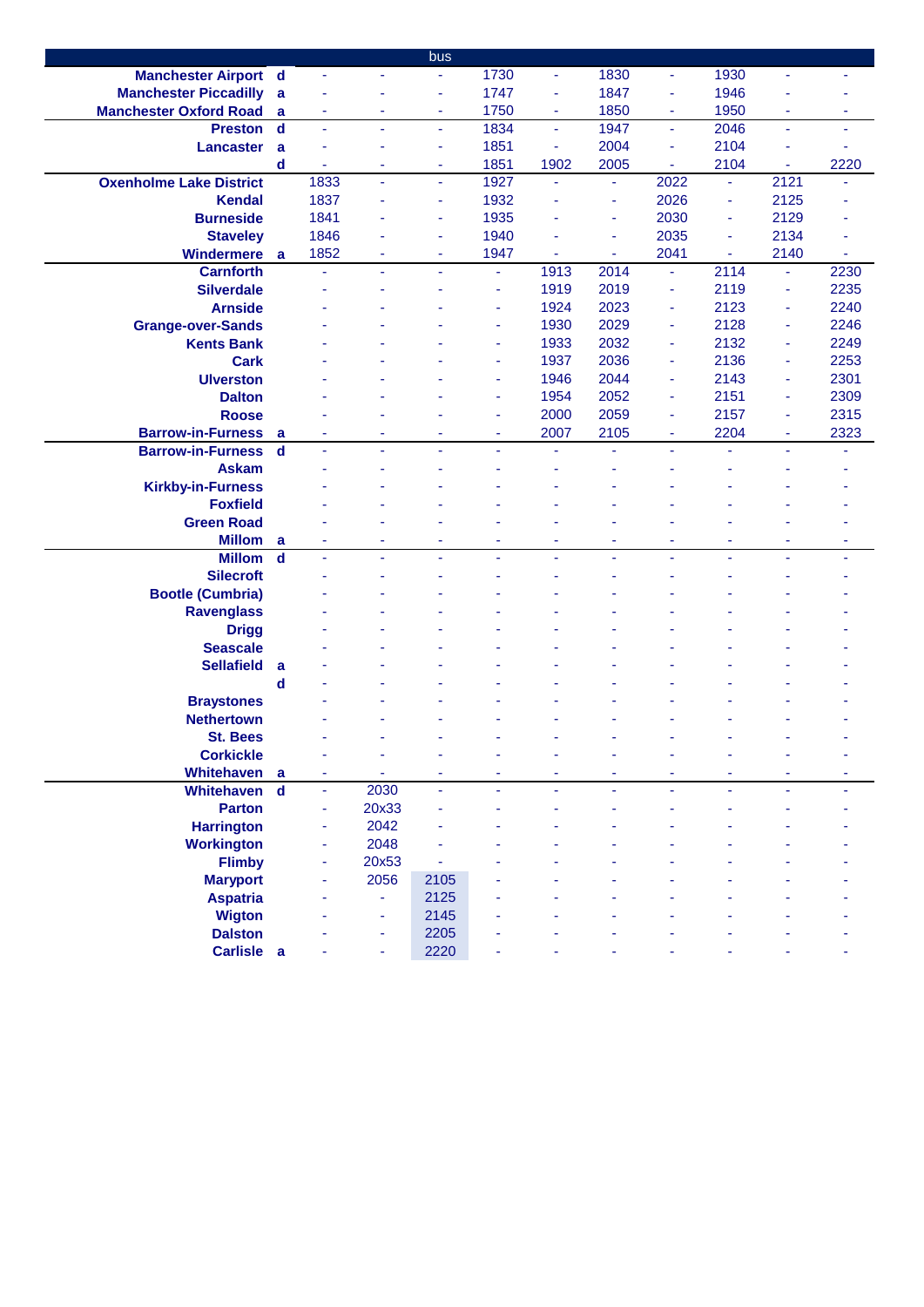| | | | | bus | | | | | | | |
|---|---|---|---|---|---|---|---|---|---|---|---|
| Manchester Airport | d | - | - | - | 1730 | - | 1830 | - | 1930 | - | - |
| Manchester Piccadilly | a | - | - | - | 1747 | - | 1847 | - | 1946 | - | - |
| Manchester Oxford Road | a | - | - | - | 1750 | - | 1850 | - | 1950 | - | - |
| Preston | d | - | - | - | 1834 | - | 1947 | - | 2046 | - | - |
| Lancaster | a | - | - | - | 1851 | - | 2004 | - | 2104 | - | - |
| | d | - | - | - | 1851 | 1902 | 2005 | - | 2104 | - | 2220 |
| Oxenholme Lake District | | 1833 | - | - | 1927 | - | - | 2022 | - | 2121 | - |
| Kendal | | 1837 | - | - | 1932 | - | - | 2026 | - | 2125 | - |
| Burneside | | 1841 | - | - | 1935 | - | - | 2030 | - | 2129 | - |
| Staveley | | 1846 | - | - | 1940 | - | - | 2035 | - | 2134 | - |
| Windermere | a | 1852 | - | - | 1947 | - | - | 2041 | - | 2140 | - |
| Carnforth | | - | - | - | - | 1913 | 2014 | - | 2114 | - | 2230 |
| Silverdale | | - | - | - | - | 1919 | 2019 | - | 2119 | - | 2235 |
| Arnside | | - | - | - | - | 1924 | 2023 | - | 2123 | - | 2240 |
| Grange-over-Sands | | - | - | - | - | 1930 | 2029 | - | 2128 | - | 2246 |
| Kents Bank | | - | - | - | - | 1933 | 2032 | - | 2132 | - | 2249 |
| Cark | | - | - | - | - | 1937 | 2036 | - | 2136 | - | 2253 |
| Ulverston | | - | - | - | - | 1946 | 2044 | - | 2143 | - | 2301 |
| Dalton | | - | - | - | - | 1954 | 2052 | - | 2151 | - | 2309 |
| Roose | | - | - | - | - | 2000 | 2059 | - | 2157 | - | 2315 |
| Barrow-in-Furness | a | - | - | - | - | 2007 | 2105 | - | 2204 | - | 2323 |
| Barrow-in-Furness | d | - | - | - | - | - | - | - | - | - | - |
| Askam | | - | - | - | - | - | - | - | - | - | - |
| Kirkby-in-Furness | | - | - | - | - | - | - | - | - | - | - |
| Foxfield | | - | - | - | - | - | - | - | - | - | - |
| Green Road | | - | - | - | - | - | - | - | - | - | - |
| Millom | a | - | - | - | - | - | - | - | - | - | - |
| Millom | d | - | - | - | - | - | - | - | - | - | - |
| Silecroft | | - | - | - | - | - | - | - | - | - | - |
| Bootle (Cumbria) | | - | - | - | - | - | - | - | - | - | - |
| Ravenglass | | - | - | - | - | - | - | - | - | - | - |
| Drigg | | - | - | - | - | - | - | - | - | - | - |
| Seascale | | - | - | - | - | - | - | - | - | - | - |
| Sellafield | a | - | - | - | - | - | - | - | - | - | - |
| | d | - | - | - | - | - | - | - | - | - | - |
| Braystones | | - | - | - | - | - | - | - | - | - | - |
| Nethertown | | - | - | - | - | - | - | - | - | - | - |
| St. Bees | | - | - | - | - | - | - | - | - | - | - |
| Corkickle | | - | - | - | - | - | - | - | - | - | - |
| Whitehaven | a | - | - | - | - | - | - | - | - | - | - |
| Whitehaven | d | - | 2030 | - | - | - | - | - | - | - | - |
| Parton | | - | 20x33 | - | - | - | - | - | - | - | - |
| Harrington | | - | 2042 | - | - | - | - | - | - | - | - |
| Workington | | - | 2048 | - | - | - | - | - | - | - | - |
| Flimby | | - | 20x53 | - | - | - | - | - | - | - | - |
| Maryport | | - | 2056 | 2105 | - | - | - | - | - | - | - |
| Aspatria | | - | - | 2125 | - | - | - | - | - | - | - |
| Wigton | | - | - | 2145 | - | - | - | - | - | - | - |
| Dalston | | - | - | 2205 | - | - | - | - | - | - | - |
| Carlisle | a | - | - | 2220 | - | - | - | - | - | - | - |